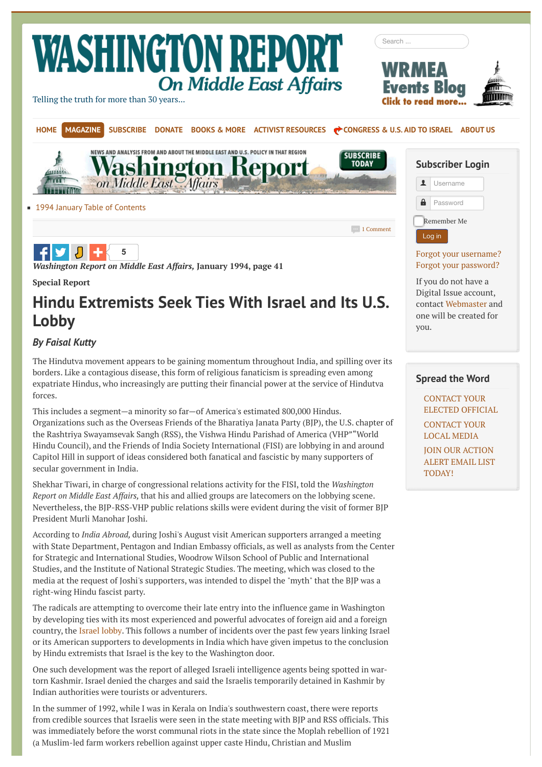- 1994 January Table of Contents

*Washington Report on Middle East Affairs,* **January 1994, page 41**

**Special Report**

# Hindu Extremists Seek Ties With Israel and Its U.S. Lobby

***By Faisal Kutty***

The Hindutva movement appears to be gaining momentum throughout India, and spilling over its borders. Like a contagious disease, this form of religious fanaticism is spreading even among expatriate Hindus, who increasingly are putting their financial power at the service of Hindutva forces.

This includes a segment—a minority so far—of America's estimated 800,000 Hindus. Organizations such as the Overseas Friends of the Bharatiya Janata Party (BJP), the U.S. chapter of the Rashtriya Swayamsevak Sangh (RSS), the Vishwa Hindu Parishad of America (VHP"“World Hindu Council), and the Friends of India Society International (FISI) are lobbying in and around Capitol Hill in support of ideas considered both fanatical and fascistic by many supporters of secular government in India.

Shekhar Tiwari, in charge of congressional relations activity for the FISI, told the *Washington Report on Middle East Affairs,* that his and allied groups are latecomers on the lobbying scene. Nevertheless, the BJP-RSS-VHP public relations skills were evident during the visit of former BJP President Murli Manohar Joshi.

According to *India Abroad,* during Joshi's August visit American supporters arranged a meeting with State Department, Pentagon and Indian Embassy officials, as well as analysts from the Center for Strategic and International Studies, Woodrow Wilson School of Public and International Studies, and the Institute of National Strategic Studies. The meeting, which was closed to the media at the request of Joshi's supporters, was intended to dispel the "myth" that the BJP was a right-wing Hindu fascist party.

The radicals are attempting to overcome their late entry into the influence game in Washington by developing ties with its most experienced and powerful advocates of foreign aid and a foreign country, the Israel lobby. This follows a number of incidents over the past few years linking Israel or its American supporters to developments in India which have given impetus to the conclusion by Hindu extremists that Israel is the key to the Washington door.

One such development was the report of alleged Israeli intelligence agents being spotted in war-torn Kashmir. Israel denied the charges and said the Israelis temporarily detained in Kashmir by Indian authorities were tourists or adventurers.

In the summer of 1992, while I was in Kerala on India's southwestern coast, there were reports from credible sources that Israelis were seen in the state meeting with BJP and RSS officials. This was immediately before the worst communal riots in the state since the Moplah rebellion of 1921 (a Muslim-led farm workers rebellion against upper caste Hindu, Christian and Muslim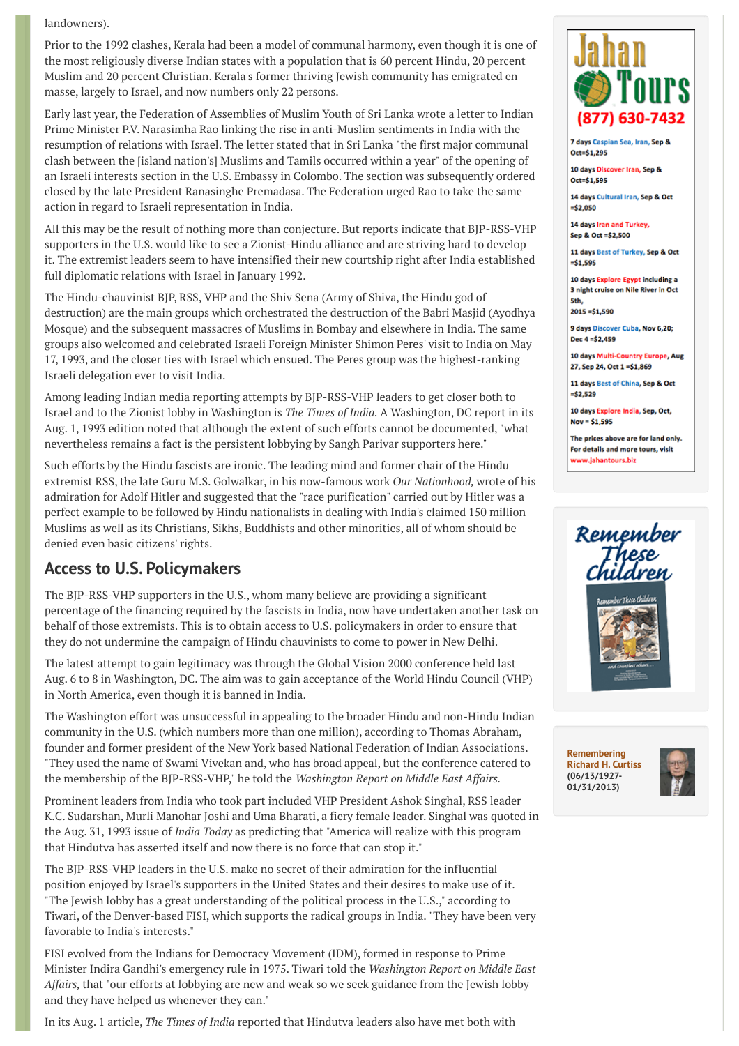landowners).

Prior to the 1992 clashes, Kerala had been a model of communal harmony, even though it is one of the most religiously diverse Indian states with a population that is 60 percent Hindu, 20 percent Muslim and 20 percent Christian. Kerala's former thriving Jewish community has emigrated en masse, largely to Israel, and now numbers only 22 persons.

Early last year, the Federation of Assemblies of Muslim Youth of Sri Lanka wrote a letter to Indian Prime Minister P.V. Narasimha Rao linking the rise in anti-Muslim sentiments in India with the resumption of relations with Israel. The letter stated that in Sri Lanka "the first major communal clash between the [island nation's] Muslims and Tamils occurred within a year" of the opening of an Israeli interests section in the U.S. Embassy in Colombo. The section was subsequently ordered closed by the late President Ranasinghe Premadasa. The Federation urged Rao to take the same action in regard to Israeli representation in India.

All this may be the result of nothing more than conjecture. But reports indicate that BJP-RSS-VHP supporters in the U.S. would like to see a Zionist-Hindu alliance and are striving hard to develop it. The extremist leaders seem to have intensified their new courtship right after India established full diplomatic relations with Israel in January 1992.

The Hindu-chauvinist BJP, RSS, VHP and the Shiv Sena (Army of Shiva, the Hindu god of destruction) are the main groups which orchestrated the destruction of the Babri Masjid (Ayodhya Mosque) and the subsequent massacres of Muslims in Bombay and elsewhere in India. The same groups also welcomed and celebrated Israeli Foreign Minister Shimon Peres' visit to India on May 17, 1993, and the closer ties with Israel which ensued. The Peres group was the highest-ranking Israeli delegation ever to visit India.

Among leading Indian media reporting attempts by BJP-RSS-VHP leaders to get closer both to Israel and to the Zionist lobby in Washington is *The Times of India.* A Washington, DC report in its Aug. 1, 1993 edition noted that although the extent of such efforts cannot be documented, "what nevertheless remains a fact is the persistent lobbying by Sangh Parivar supporters here."

Such efforts by the Hindu fascists are ironic. The leading mind and former chair of the Hindu extremist RSS, the late Guru M.S. Golwalkar, in his now-famous work *Our Nationhood,* wrote of his admiration for Adolf Hitler and suggested that the "race purification" carried out by Hitler was a perfect example to be followed by Hindu nationalists in dealing with India's claimed 150 million Muslims as well as its Christians, Sikhs, Buddhists and other minorities, all of whom should be denied even basic citizens' rights.

## Access to U.S. Policymakers

The BJP-RSS-VHP supporters in the U.S., whom many believe are providing a significant percentage of the financing required by the fascists in India, now have undertaken another task on behalf of those extremists. This is to obtain access to U.S. policymakers in order to ensure that they do not undermine the campaign of Hindu chauvinists to come to power in New Delhi.

The latest attempt to gain legitimacy was through the Global Vision 2000 conference held last Aug. 6 to 8 in Washington, DC. The aim was to gain acceptance of the World Hindu Council (VHP) in North America, even though it is banned in India.

The Washington effort was unsuccessful in appealing to the broader Hindu and non-Hindu Indian community in the U.S. (which numbers more than one million), according to Thomas Abraham, founder and former president of the New York based National Federation of Indian Associations. "They used the name of Swami Vivekan and, who has broad appeal, but the conference catered to the membership of the BJP-RSS-VHP," he told the *Washington Report on Middle East Affairs.*

Prominent leaders from India who took part included VHP President Ashok Singhal, RSS leader K.C. Sudarshan, Murli Manohar Joshi and Uma Bharati, a fiery female leader. Singhal was quoted in the Aug. 31, 1993 issue of *India Today* as predicting that "America will realize with this program that Hindutva has asserted itself and now there is no force that can stop it."

The BJP-RSS-VHP leaders in the U.S. make no secret of their admiration for the influential position enjoyed by Israel's supporters in the United States and their desires to make use of it. "The Jewish lobby has a great understanding of the political process in the U.S.," according to Tiwari, of the Denver-based FISI, which supports the radical groups in India. "They have been very favorable to India's interests."

FISI evolved from the Indians for Democracy Movement (IDM), formed in response to Prime Minister Indira Gandhi's emergency rule in 1975. Tiwari told the *Washington Report on Middle East Affairs,* that "our efforts at lobbying are new and weak so we seek guidance from the Jewish lobby and they have helped us whenever they can."

In its Aug. 1 article, *The Times of India* reported that Hindutva leaders also have met both with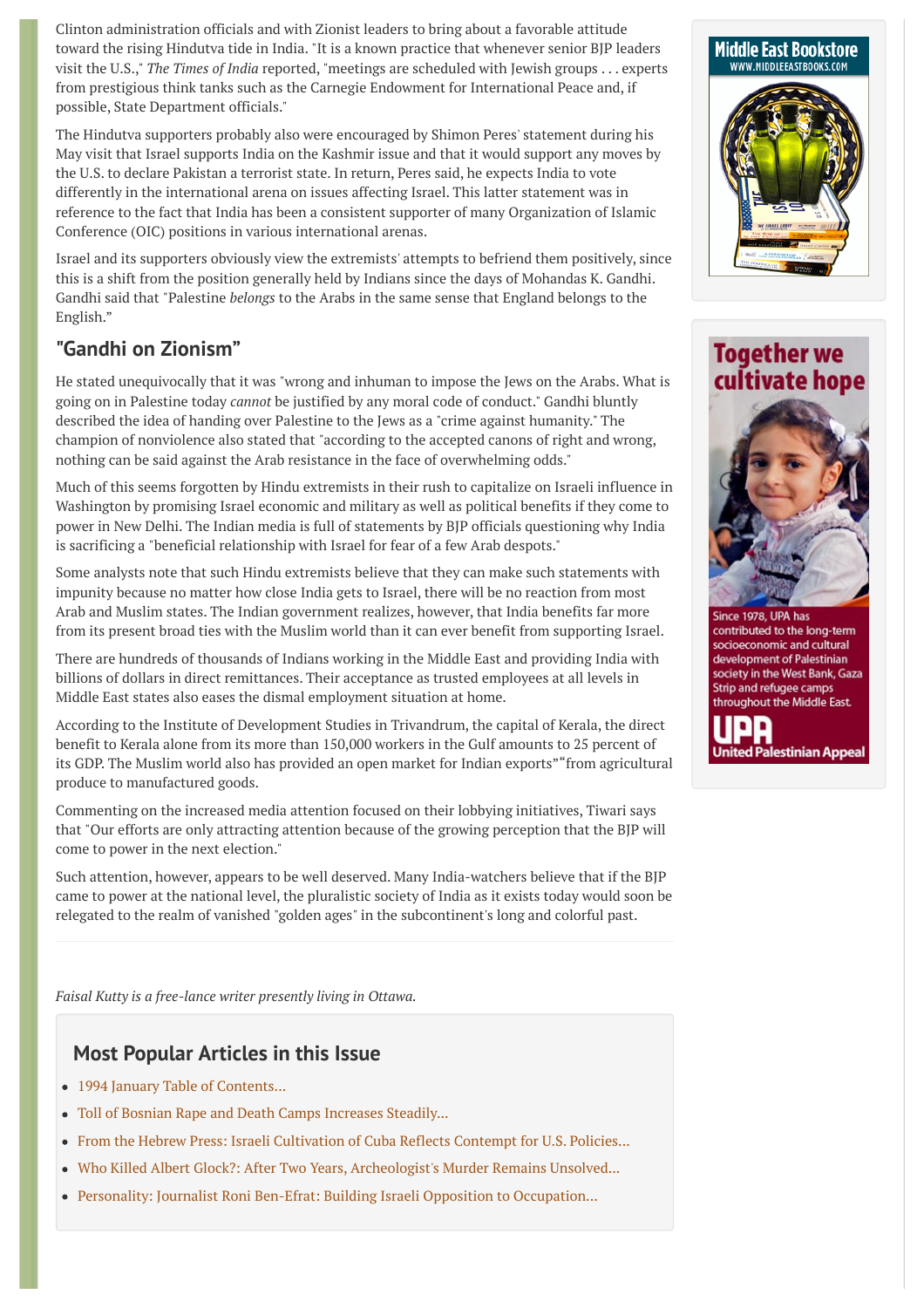Clinton administration officials and with Zionist leaders to bring about a favorable attitude toward the rising Hindutva tide in India. "It is a known practice that whenever senior BJP leaders visit the U.S.," *The Times of India* reported, "meetings are scheduled with Jewish groups . . . experts from prestigious think tanks such as the Carnegie Endowment for International Peace and, if possible, State Department officials."

The Hindutva supporters probably also were encouraged by Shimon Peres' statement during his May visit that Israel supports India on the Kashmir issue and that it would support any moves by the U.S. to declare Pakistan a terrorist state. In return, Peres said, he expects India to vote differently in the international arena on issues affecting Israel. This latter statement was in reference to the fact that India has been a consistent supporter of many Organization of Islamic Conference (OIC) positions in various international arenas.

Israel and its supporters obviously view the extremists' attempts to befriend them positively, since this is a shift from the position generally held by Indians since the days of Mohandas K. Gandhi. Gandhi said that "Palestine *belongs* to the Arabs in the same sense that England belongs to the English."

## "Gandhi on Zionism"

He stated unequivocally that it was "wrong and inhuman to impose the Jews on the Arabs. What is going on in Palestine today *cannot* be justified by any moral code of conduct." Gandhi bluntly described the idea of handing over Palestine to the Jews as a "crime against humanity." The champion of nonviolence also stated that "according to the accepted canons of right and wrong, nothing can be said against the Arab resistance in the face of overwhelming odds."

Much of this seems forgotten by Hindu extremists in their rush to capitalize on Israeli influence in Washington by promising Israel economic and military as well as political benefits if they come to power in New Delhi. The Indian media is full of statements by BJP officials questioning why India is sacrificing a "beneficial relationship with Israel for fear of a few Arab despots."

Some analysts note that such Hindu extremists believe that they can make such statements with impunity because no matter how close India gets to Israel, there will be no reaction from most Arab and Muslim states. The Indian government realizes, however, that India benefits far more from its present broad ties with the Muslim world than it can ever benefit from supporting Israel.

There are hundreds of thousands of Indians working in the Middle East and providing India with billions of dollars in direct remittances. Their acceptance as trusted employees at all levels in Middle East states also eases the dismal employment situation at home.

According to the Institute of Development Studies in Trivandrum, the capital of Kerala, the direct benefit to Kerala alone from its more than 150,000 workers in the Gulf amounts to 25 percent of its GDP. The Muslim world also has provided an open market for Indian exports"“from agricultural produce to manufactured goods.

Commenting on the increased media attention focused on their lobbying initiatives, Tiwari says that "Our efforts are only attracting attention because of the growing perception that the BJP will come to power in the next election."

Such attention, however, appears to be well deserved. Many India-watchers believe that if the BJP came to power at the national level, the pluralistic society of India as it exists today would soon be relegated to the realm of vanished "golden ages" in the subcontinent's long and colorful past.

---

*Faisal Kutty is a free-lance writer presently living in Ottawa.*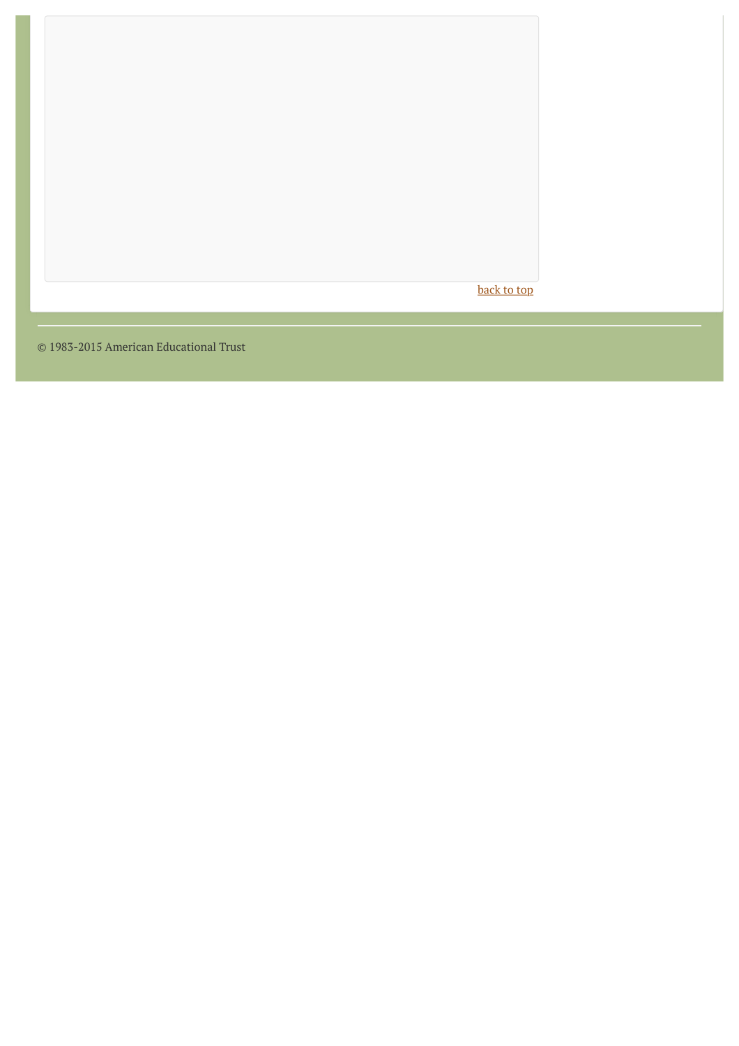back to top

© 1983-2015 American Educational Trust